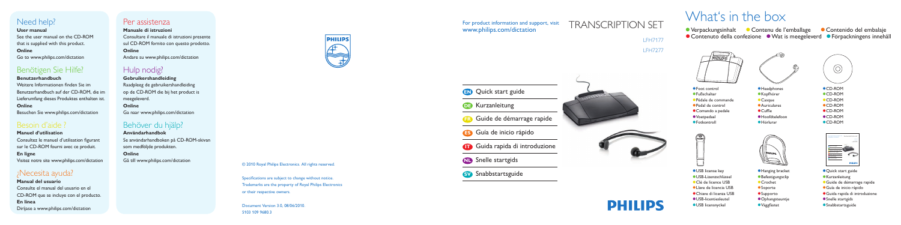## Need help?

**User manual**

See the user manual on the CD-ROM that is supplied with this product.

**Online**

Go to www.philips.com/dictation

## Benötigen Sie Hilfe?

**Benutzerhandbuch**

Weitere Informationen finden Sie im Benutzerhandbuch auf der CD-ROM, die im Lieferumfang dieses Produktes enthalten ist.

**Online**

Besuchen Sie www.philips.com/dictation

## Besoin d'aide ?

**Manuel d'utilisation**

Consultez le manuel d'utilisation figurant sur le CD-ROM fourni avec ce produit.

**En ligne**

Visitez notre site www.philips.com/dictation

## ¿Necesita ayuda?

**Manual del usuario**

Consulte el manual del usuario en el CD-ROM que se incluye con el producto.

**En línea**

Diríjase a www.philips.com/dictation

## Per assistenza

**Manuale di istruzioni**

Consultare il manuale di istruzioni presente sul CD-ROM fornito con questo prodotto.

**Online**

Andare su www.philips.com/dictation

## Hulp nodig?

**Gebruikershandleiding**

Raadpleeg de gebruikershandleiding op de CD-ROM die bij het product is meegeleverd.

**Online**

Ga naar www.philips.com/dictation

## Behöver du hjälp?

**Användarhandbok**

Se användarhandboken på CD-ROM-skivan som medföljde produkten.

**Online**

Gå till www.philips.com/dictation

© 2010 Royal Philips Electronics. All rights reserved.

Specifications are subject to change without notice. Trademarks are the property of Royal Philips Electronics or their respective owners.

Document Version 3.0, 08/06/2010.
5103 109 9680.3

For product information and support, visit www.philips.com/dictation

# TRANSCRIPTION SET

LFH7177
LFH7277

- **EN** Quick start guide
- **DE** Kurzanleitung
- **FR** Guide de démarrage rapide
- **ES** Guía de inicio rápido
- **IT** Guida rapida di introduzione
- **NL** Snelle startgids
- **SV** Snabbstartsguide

PHILIPS

# What's in the box

- Verpackungsinhalt
- Contenu de l'emballage
- Contenido del embalaje
- Contenuto della confezione
- Wat is meegeleverd
- Förpackningens innehåll

**Foot control**
- Fußschalter
- Pédale de commande
- Pedal de control
- Comando a pedale
- Voetpedaal
- Fotkontroll

**Headphones**
- Kopfhörer
- Casque
- Auriculares
- Cuffie
- Hoofdtelefoon
- Hörlurar

**CD-ROM**
- CD-ROM
- CD-ROM
- CD-ROM
- CD-ROM
- CD-ROM
- CD-ROM

**USB license key**
- USB-Lizenzschlüssel
- Clé de licence USB
- Llave de licencia USB
- Chiave di licenza USB
- USB-licentiesleutel
- USB licensnyckel

**Hanging bracket**
- Befestigungsclip
- Crochet
- Soporte
- Supporto
- Ophangsteuntje
- Vaggfästet

**Quick start guide**
- Kurzanleitung
- Guide de démarrage rapide
- Guía de inicio rápido
- Guida rapida di introduzione
- Snelle startgids
- Snabbstartsguide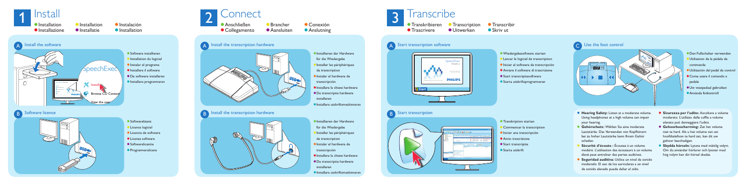# 1 Install

- Installation
- Installation
- Instalación
- Installazione
- Installatie
- Installation

## A Install the software

SpeechExec

Install

Browse CD Content

View the user

- Software installieren
- Installation du logiciel
- Instalar el programa
- Installare il software
- De software installeren
- Installera programvaran

## B Software licence

- Softwarelizenz
- Licence logiciel
- Licencia de software
- Licenza software
- Softwarelicentie
- Programvarulicens

# 2 Connect

- Anschließen
- Brancher
- Conexión
- Collegamento
- Aansluiten
- Anslutning

## A Install the transcription hardware

- Installieren der Hardware für die Wiedergabe
- Installer les périphériques de transcription
- Instalar el hardware de transcripción
- Installare la chiave hardware
- De transcriptie hardware installeren
- Installera utskriftsmaskinvaran

## B Install the transcription hardware

- Installieren der Hardware für die Wiedergabe
- Installer les périphériques de transcription
- Instalar el hardware de transcripción
- Installare la chiave hardware
- De transcriptie hardware installeren
- Installera utskriftsmaskinvaran

# 3 Transcribe

- Transkribieren
- Transcription
- Transcribir
- Trascrivere
- Uitwerken
- Skriv ut

## A Start transcription software

SpeechExec

PHILIPS

Start

- Wiedergabesoftware starten
- Lancer le logiciel de transcription
- Iniciar el software de transcripción
- Avviare il software di trascrizione
- Start transcriptiesoftware
- Starta utskriftsprogramvaran

## B Start transcription

- Transkription starten
- Commencer la transcription
- Iniciar una transcripción
- Avvio trascrizione
- Start transcriptie
- Starta utskrift

## C Use the foot control

- Den Fußschalter verwenden
- Utilisation de la pédale de commande
- Utilización del pedal de control
- Come usare il comando a pedale
- Uw voetpedaal gebruiken
- Använda fotkontroll

- **Hearing Safety:** Listen at a moderate volume. Using headphones at a high volume can impair your hearing.
- **Gehörschutz:** Wählen Sie eine moderate Lautstärke. Das Verwenden von Kopfhörern bei zu hoher Lautstärke kann Ihrem Gehör schaden.
- **Sécurité d'écoute :** Écoutez à un volume modéré. L'utilisation des écouteurs à un volume élevé peut entraîner des pertes auditives.
- **Seguridad auditiva:** Utilice un nivel de sonido moderado. El uso de los auriculares a un nivel de sonido elevado puede dañar el oído.
- **Sicurezza per l'udito:** Ascoltare a volume moderato. L'utilizzo delle cuffie a volume elevato può danneggiare l'udito.
- **Gehoorbescherming:** Zet het volume niet te hard. Als u het volume van uw hoofdtelefoon te hard zet, kan dit uw gehoor beschadigen.
- **Skydda hörseln:** Lyssna med måttlig volym. Om du använder hörlurar och lyssnar med hög volym kan din hörsel skadas.